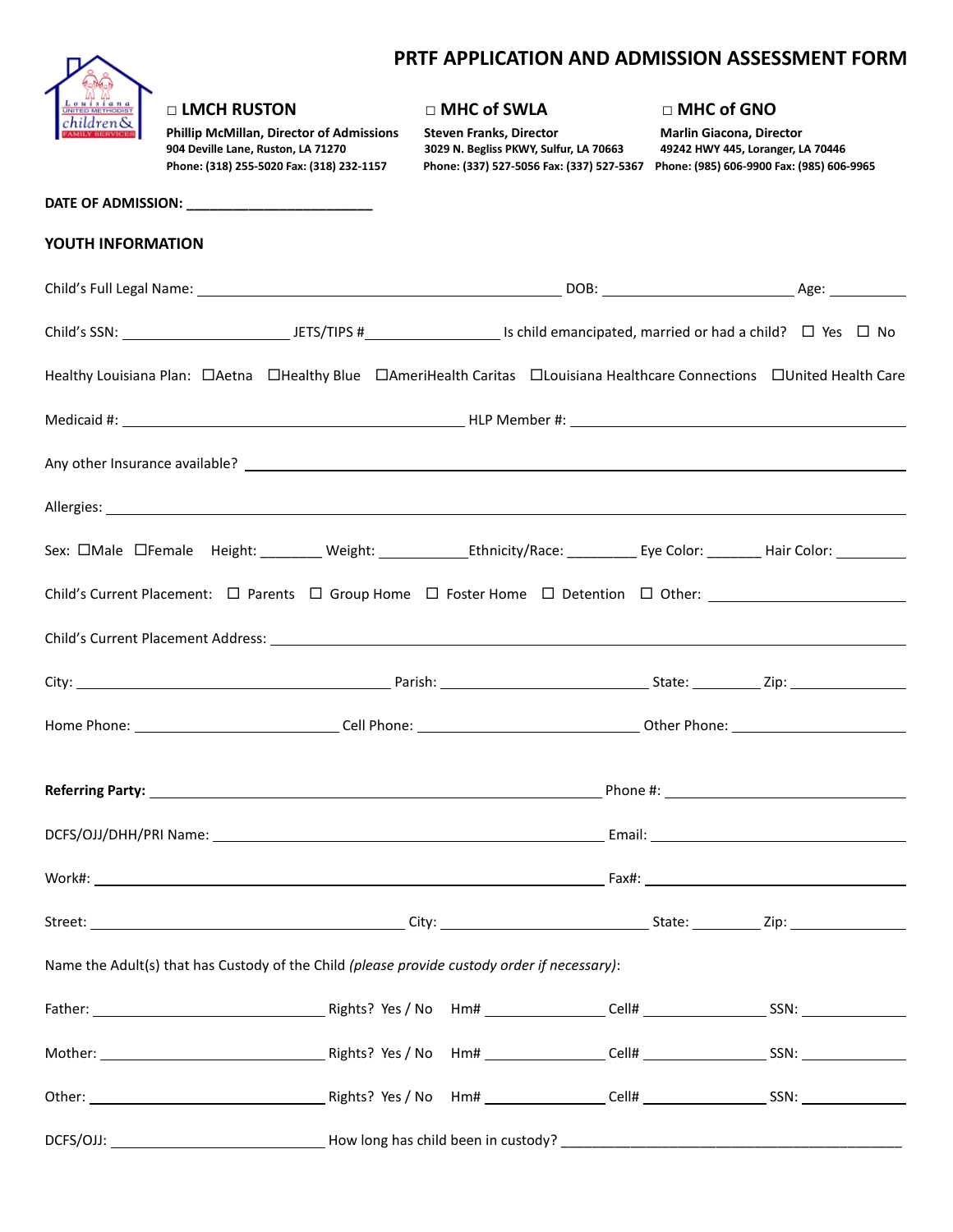# PRTF APPLICATION AND ADMISSION ASSESSMENT FORM

| ☐ **LMCH RUSTON** | ☐ **MHC of SWLA** | ☐ **MHC of GNO** |
|---|---|---|
| **Phillip McMillan, Director of Admissions** | **Steven Franks, Director** | **Marlin Giacona, Director** |
| **904 Deville Lane, Ruston, LA 71270** | **3029 N. Begliss PKWY, Sulfur, LA 70663** | **49242 HWY 445, Loranger, LA 70446** |
| **Phone: (318) 255-5020 Fax: (318) 232-1157** | **Phone: (337) 527-5056 Fax: (337) 527-5367** | **Phone: (985) 606-9900 Fax: (985) 606-9965** |

**DATE OF ADMISSION:** ________________________

**YOUTH INFORMATION**

Child's Full Legal Name: ____________________ DOB: ____________ Age: ________

Child's SSN: ____________ JETS/TIPS #____________ Is child emancipated, married or had a child? ☐ Yes ☐ No

Healthy Louisiana Plan: ☐Aetna ☐Healthy Blue ☐AmeriHealth Caritas ☐Louisiana Healthcare Connections ☐United Health Care

Medicaid #: ____________________ HLP Member #: ____________________

Any other Insurance available? ____________________

Allergies: ____________________

Sex: ☐Male ☐Female Height: ________ Weight: ________ Ethnicity/Race: ________ Eye Color: _______ Hair Color: ________

Child's Current Placement: ☐ Parents ☐ Group Home ☐ Foster Home ☐ Detention ☐ Other: ____________

Child's Current Placement Address: ____________________

City: ____________ Parish: ____________ State: ________ Zip: ________

Home Phone: ____________ Cell Phone: ____________ Other Phone: ____________

**Referring Party:** ____________________ Phone #: ____________

DCFS/OJJ/DHH/PRI Name: ____________________ Email: ____________

Work#: ____________________ Fax#: ____________

Street: ____________ City: ____________ State: ________ Zip: ________

Name the Adult(s) that has Custody of the Child *(please provide custody order if necessary)*:

Father: ____________ Rights? Yes / No Hm# ________ Cell# ________ SSN: ________

Mother: ____________ Rights? Yes / No Hm# ________ Cell# ________ SSN: ________

Other: ____________ Rights? Yes / No Hm# ________ Cell# ________ SSN: ________

DCFS/OJJ: ____________ How long has child been in custody? ____________________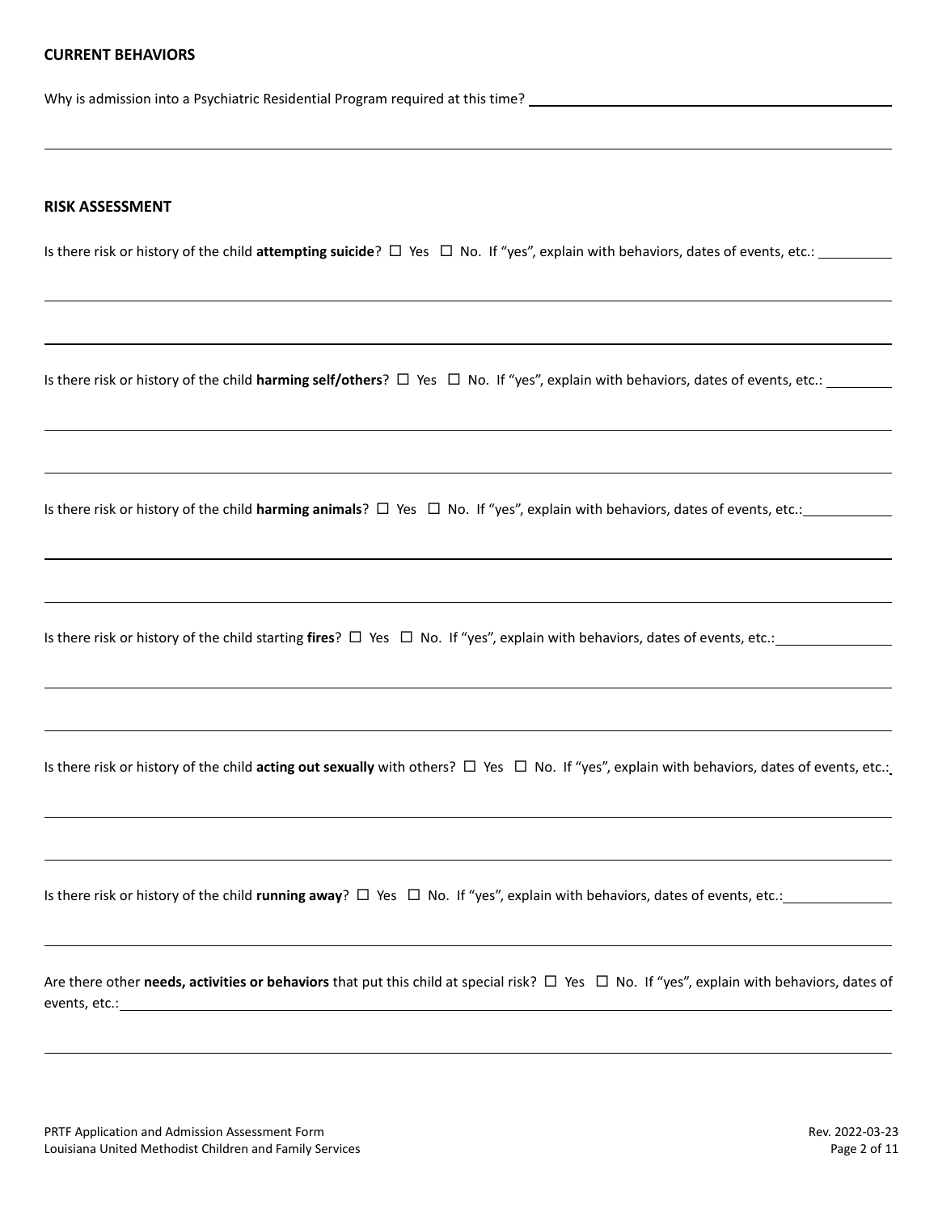**CURRENT BEHAVIORS**

Why is admission into a Psychiatric Residential Program required at this time? \_\_\_\_\_\_\_\_\_\_\_\_\_\_\_\_\_\_\_\_\_\_\_\_\_\_\_\_\_\_\_\_

\_\_\_\_\_\_\_\_\_\_\_\_\_\_\_\_\_\_\_\_\_\_\_\_\_\_\_\_\_\_\_\_\_\_\_\_\_\_\_\_\_\_\_\_\_\_\_\_\_\_\_\_\_\_\_\_\_\_\_\_\_\_\_\_\_\_\_\_\_\_\_\_\_\_

**RISK ASSESSMENT**

Is there risk or history of the child **attempting suicide**? ☐ Yes ☐ No. If "yes", explain with behaviors, dates of events, etc.: \_\_\_\_\_\_\_\_

\_\_\_\_\_\_\_\_\_\_\_\_\_\_\_\_\_\_\_\_\_\_\_\_\_\_\_\_\_\_\_\_\_\_\_\_\_\_\_\_\_\_\_\_\_\_\_\_\_\_\_\_\_\_\_\_\_\_\_\_\_\_\_\_\_\_\_\_\_\_\_\_\_\_

\_\_\_\_\_\_\_\_\_\_\_\_\_\_\_\_\_\_\_\_\_\_\_\_\_\_\_\_\_\_\_\_\_\_\_\_\_\_\_\_\_\_\_\_\_\_\_\_\_\_\_\_\_\_\_\_\_\_\_\_\_\_\_\_\_\_\_\_\_\_\_\_\_\_

Is there risk or history of the child **harming self/others**? ☐ Yes ☐ No. If "yes", explain with behaviors, dates of events, etc.: \_\_\_\_\_\_\_\_

\_\_\_\_\_\_\_\_\_\_\_\_\_\_\_\_\_\_\_\_\_\_\_\_\_\_\_\_\_\_\_\_\_\_\_\_\_\_\_\_\_\_\_\_\_\_\_\_\_\_\_\_\_\_\_\_\_\_\_\_\_\_\_\_\_\_\_\_\_\_\_\_\_\_

\_\_\_\_\_\_\_\_\_\_\_\_\_\_\_\_\_\_\_\_\_\_\_\_\_\_\_\_\_\_\_\_\_\_\_\_\_\_\_\_\_\_\_\_\_\_\_\_\_\_\_\_\_\_\_\_\_\_\_\_\_\_\_\_\_\_\_\_\_\_\_\_\_\_

Is there risk or history of the child **harming animals**? ☐ Yes ☐ No. If "yes", explain with behaviors, dates of events, etc.: \_\_\_\_\_\_\_\_\_\_

\_\_\_\_\_\_\_\_\_\_\_\_\_\_\_\_\_\_\_\_\_\_\_\_\_\_\_\_\_\_\_\_\_\_\_\_\_\_\_\_\_\_\_\_\_\_\_\_\_\_\_\_\_\_\_\_\_\_\_\_\_\_\_\_\_\_\_\_\_\_\_\_\_\_

\_\_\_\_\_\_\_\_\_\_\_\_\_\_\_\_\_\_\_\_\_\_\_\_\_\_\_\_\_\_\_\_\_\_\_\_\_\_\_\_\_\_\_\_\_\_\_\_\_\_\_\_\_\_\_\_\_\_\_\_\_\_\_\_\_\_\_\_\_\_\_\_\_\_

Is there risk or history of the child starting **fires**? ☐ Yes ☐ No. If "yes", explain with behaviors, dates of events, etc.: \_\_\_\_\_\_\_\_\_\_\_\_\_

\_\_\_\_\_\_\_\_\_\_\_\_\_\_\_\_\_\_\_\_\_\_\_\_\_\_\_\_\_\_\_\_\_\_\_\_\_\_\_\_\_\_\_\_\_\_\_\_\_\_\_\_\_\_\_\_\_\_\_\_\_\_\_\_\_\_\_\_\_\_\_\_\_\_

\_\_\_\_\_\_\_\_\_\_\_\_\_\_\_\_\_\_\_\_\_\_\_\_\_\_\_\_\_\_\_\_\_\_\_\_\_\_\_\_\_\_\_\_\_\_\_\_\_\_\_\_\_\_\_\_\_\_\_\_\_\_\_\_\_\_\_\_\_\_\_\_\_\_

Is there risk or history of the child **acting out sexually** with others? ☐ Yes ☐ No. If "yes", explain with behaviors, dates of events, etc.:

\_\_\_\_\_\_\_\_\_\_\_\_\_\_\_\_\_\_\_\_\_\_\_\_\_\_\_\_\_\_\_\_\_\_\_\_\_\_\_\_\_\_\_\_\_\_\_\_\_\_\_\_\_\_\_\_\_\_\_\_\_\_\_\_\_\_\_\_\_\_\_\_\_\_

\_\_\_\_\_\_\_\_\_\_\_\_\_\_\_\_\_\_\_\_\_\_\_\_\_\_\_\_\_\_\_\_\_\_\_\_\_\_\_\_\_\_\_\_\_\_\_\_\_\_\_\_\_\_\_\_\_\_\_\_\_\_\_\_\_\_\_\_\_\_\_\_\_\_

Is there risk or history of the child **running away**? ☐ Yes ☐ No. If "yes", explain with behaviors, dates of events, etc.: \_\_\_\_\_\_\_\_\_\_\_\_

\_\_\_\_\_\_\_\_\_\_\_\_\_\_\_\_\_\_\_\_\_\_\_\_\_\_\_\_\_\_\_\_\_\_\_\_\_\_\_\_\_\_\_\_\_\_\_\_\_\_\_\_\_\_\_\_\_\_\_\_\_\_\_\_\_\_\_\_\_\_\_\_\_\_

Are there other **needs, activities or behaviors** that put this child at special risk? ☐ Yes ☐ No. If "yes", explain with behaviors, dates of events, etc.: \_\_\_\_\_\_\_\_\_\_\_\_\_\_\_\_\_\_\_\_\_\_\_\_\_\_\_\_\_\_\_\_\_\_\_\_\_\_\_\_\_\_\_\_\_\_\_\_\_\_\_\_\_\_\_\_\_\_\_\_\_\_\_\_

\_\_\_\_\_\_\_\_\_\_\_\_\_\_\_\_\_\_\_\_\_\_\_\_\_\_\_\_\_\_\_\_\_\_\_\_\_\_\_\_\_\_\_\_\_\_\_\_\_\_\_\_\_\_\_\_\_\_\_\_\_\_\_\_\_\_\_\_\_\_\_\_\_\_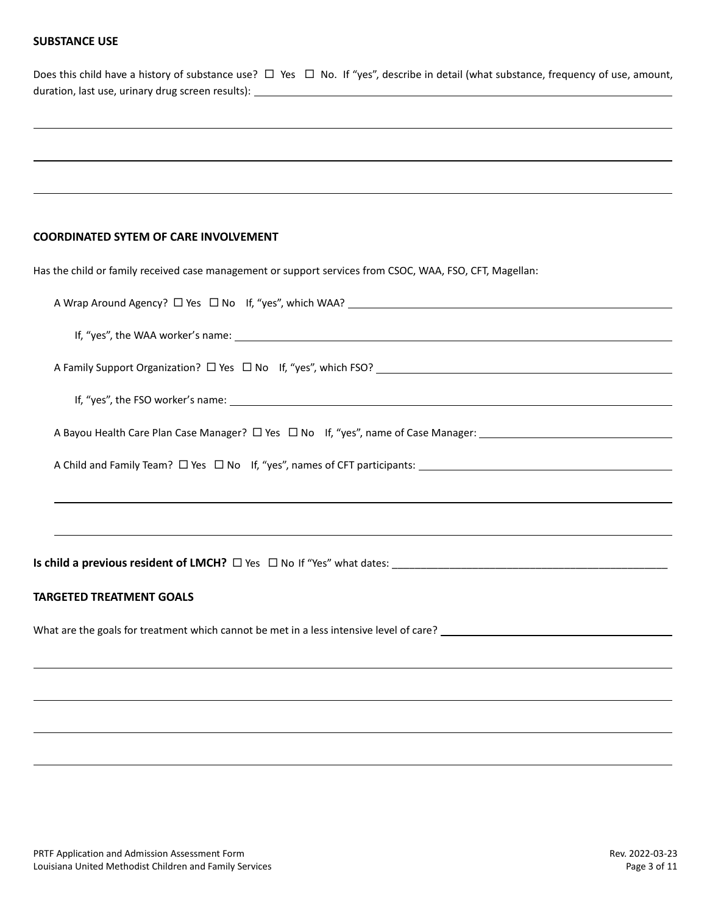**SUBSTANCE USE**

Does this child have a history of substance use? ☐ Yes ☐ No. If "yes", describe in detail (what substance, frequency of use, amount, duration, last use, urinary drug screen results): ______________________________________________

______________________________________________________________________________

______________________________________________________________________________

______________________________________________________________________________

**COORDINATED SYTEM OF CARE INVOLVEMENT**

Has the child or family received case management or support services from CSOC, WAA, FSO, CFT, Magellan:

A Wrap Around Agency? ☐ Yes ☐ No If, "yes", which WAA? ______________________________

If, "yes", the WAA worker's name: ______________________________

A Family Support Organization? ☐ Yes ☐ No If, "yes", which FSO? ______________________________

If, "yes", the FSO worker's name: ______________________________

A Bayou Health Care Plan Case Manager? ☐ Yes ☐ No If, "yes", name of Case Manager: ______________________________

A Child and Family Team? ☐ Yes ☐ No If, "yes", names of CFT participants: ______________________________

______________________________________________________________________________

______________________________________________________________________________

**Is child a previous resident of LMCH?** ☐ Yes ☐ No If "Yes" what dates: ______________________________

**TARGETED TREATMENT GOALS**

What are the goals for treatment which cannot be met in a less intensive level of care? ______________________________

______________________________________________________________________________

______________________________________________________________________________

______________________________________________________________________________

______________________________________________________________________________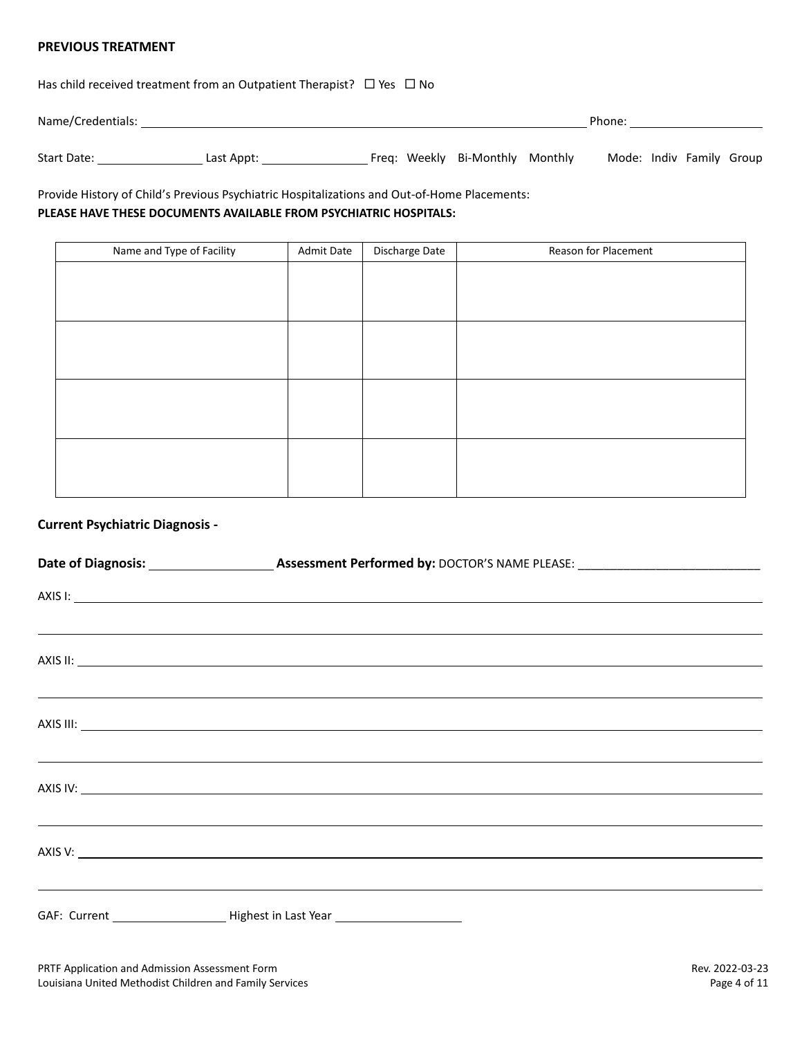**PREVIOUS TREATMENT**

Has child received treatment from an Outpatient Therapist? ☐ Yes ☐ No

Name/Credentials: ______________________________ Phone: ______________

Start Date: ____________ Last Appt: ____________ Freq: Weekly Bi-Monthly Monthly Mode: Indiv Family Group

Provide History of Child's Previous Psychiatric Hospitalizations and Out-of-Home Placements:

**PLEASE HAVE THESE DOCUMENTS AVAILABLE FROM PSYCHIATRIC HOSPITALS:**

| Name and Type of Facility | Admit Date | Discharge Date | Reason for Placement |
|---|---|---|---|
| | | | |
| | | | |
| | | | |
| | | | |

**Current Psychiatric Diagnosis -**

**Date of Diagnosis:** ____________ **Assessment Performed by:** DOCTOR'S NAME PLEASE: ___________________________

AXIS I: ______________________________

______________________________

AXIS II: ______________________________

______________________________

AXIS III: ______________________________

______________________________

AXIS IV: ______________________________

______________________________

AXIS V: ______________________________

______________________________

GAF: Current ____________ Highest in Last Year ______________

PRTF Application and Admission Assessment Form
Louisiana United Methodist Children and Family Services

Rev. 2022-03-23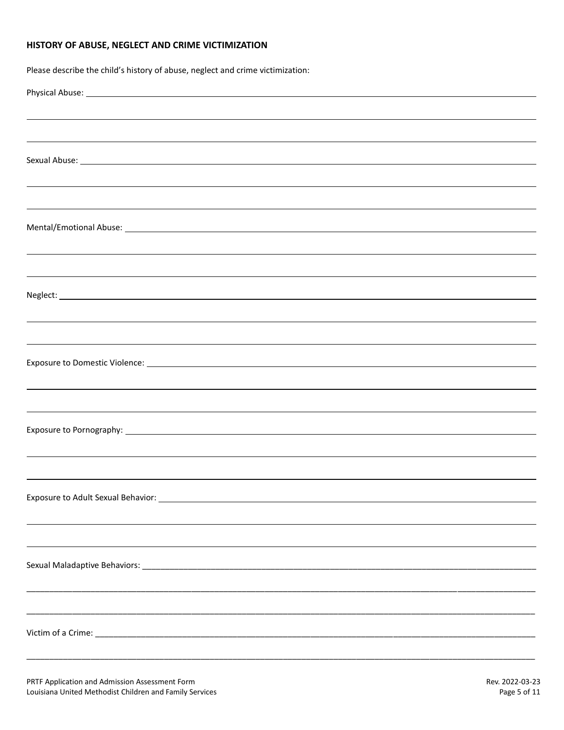## HISTORY OF ABUSE, NEGLECT AND CRIME VICTIMIZATION

Please describe the child's history of abuse, neglect and crime victimization:

Physical Abuse: ______________________________________________________________________________

______________________________________________________________________________

______________________________________________________________________________

Sexual Abuse: ______________________________________________________________________________

______________________________________________________________________________

______________________________________________________________________________

Mental/Emotional Abuse: ______________________________________________________________________________

______________________________________________________________________________

______________________________________________________________________________

Neglect: ______________________________________________________________________________

______________________________________________________________________________

______________________________________________________________________________

Exposure to Domestic Violence: ______________________________________________________________________________

______________________________________________________________________________

______________________________________________________________________________

Exposure to Pornography: ______________________________________________________________________________

______________________________________________________________________________

______________________________________________________________________________

Exposure to Adult Sexual Behavior: ______________________________________________________________________________

______________________________________________________________________________

______________________________________________________________________________

Sexual Maladaptive Behaviors: ______________________________________________________________________________

______________________________________________________________________________

______________________________________________________________________________

Victim of a Crime: ______________________________________________________________________________

______________________________________________________________________________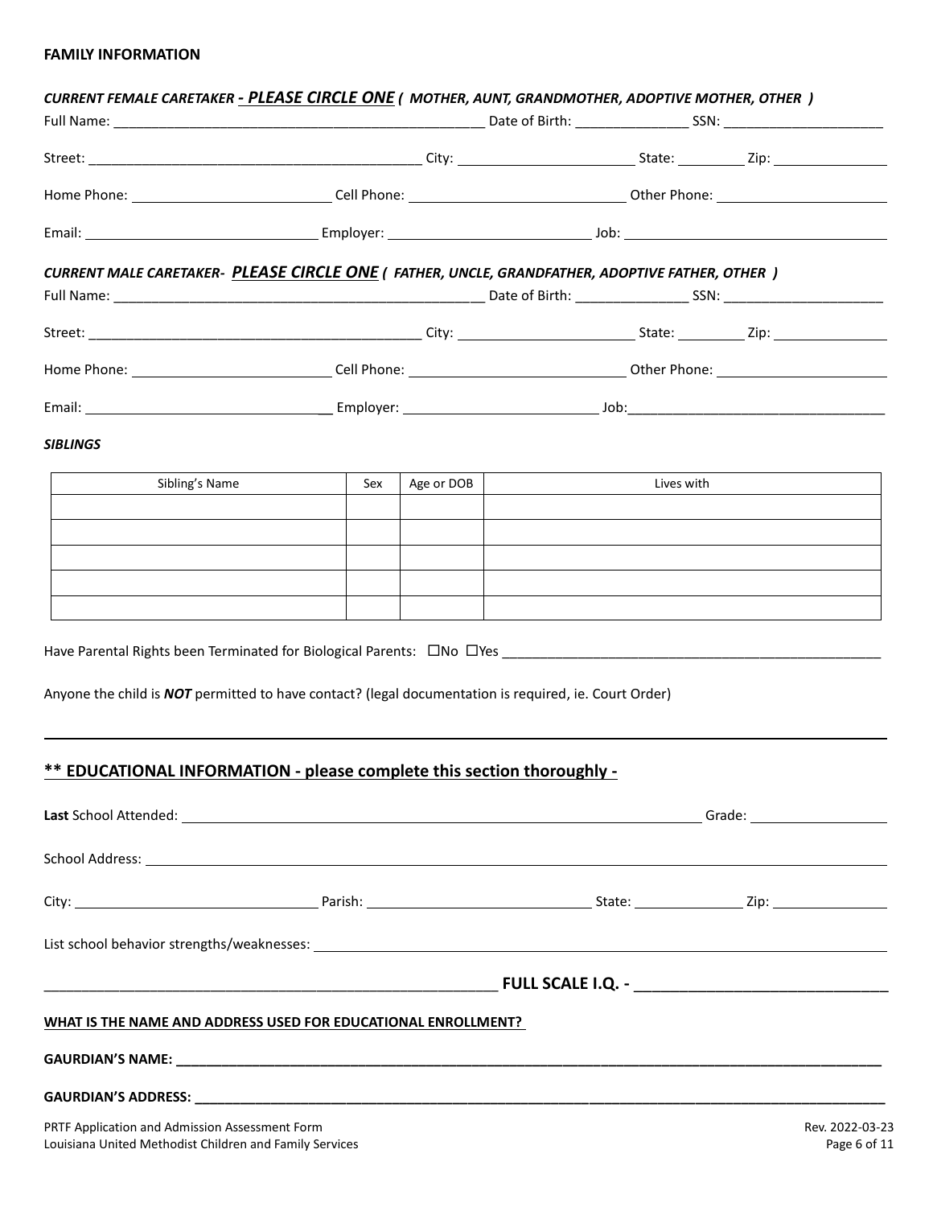**FAMILY INFORMATION**

***CURRENT FEMALE CARETAKER - PLEASE CIRCLE ONE ( MOTHER, AUNT, GRANDMOTHER, ADOPTIVE MOTHER, OTHER )***

Full Name: ______________________________ Date of Birth: ______________ SSN: ____________________

Street: ______________________________ City: ____________________ State: ________ Zip: ______________

Home Phone: ____________________ Cell Phone: ______________________ Other Phone: ____________________

Email: ________________________ Employer: ____________________ Job: ____________________________

***CURRENT MALE CARETAKER- PLEASE CIRCLE ONE ( FATHER, UNCLE, GRANDFATHER, ADOPTIVE FATHER, OTHER )***

Full Name: ______________________________ Date of Birth: ______________ SSN: ____________________

Street: ______________________________ City: ____________________ State: ________ Zip: ______________

Home Phone: ____________________ Cell Phone: ______________________ Other Phone: ____________________

Email: ________________________ Employer: ____________________ Job: ____________________________

***SIBLINGS***

| Sibling's Name | Sex | Age or DOB | Lives with |
|---|---|---|---|
| | | | |
| | | | |
| | | | |
| | | | |
| | | | |

Have Parental Rights been Terminated for Biological Parents: ☐No ☐Yes ________________________________________

Anyone the child is ***NOT*** permitted to have contact? (legal documentation is required, ie. Court Order)

## ** EDUCATIONAL INFORMATION - please complete this section thoroughly -

**Last** School Attended: ______________________________________________ Grade: ______________

School Address: ____________________________________________________________________

City: ____________________ Parish: ______________________ State: ____________ Zip: ______________

List school behavior strengths/weaknesses: ______________________________________________________

______________________________________________ **FULL SCALE I.Q. -** ________________________

**WHAT IS THE NAME AND ADDRESS USED FOR EDUCATIONAL ENROLLMENT?**

**GAURDIAN'S NAME:** ____________________________________________________________________

**GAURDIAN'S ADDRESS:** __________________________________________________________________

PRTF Application and Admission Assessment Form
Louisiana United Methodist Children and Family Services
Rev. 2022-03-23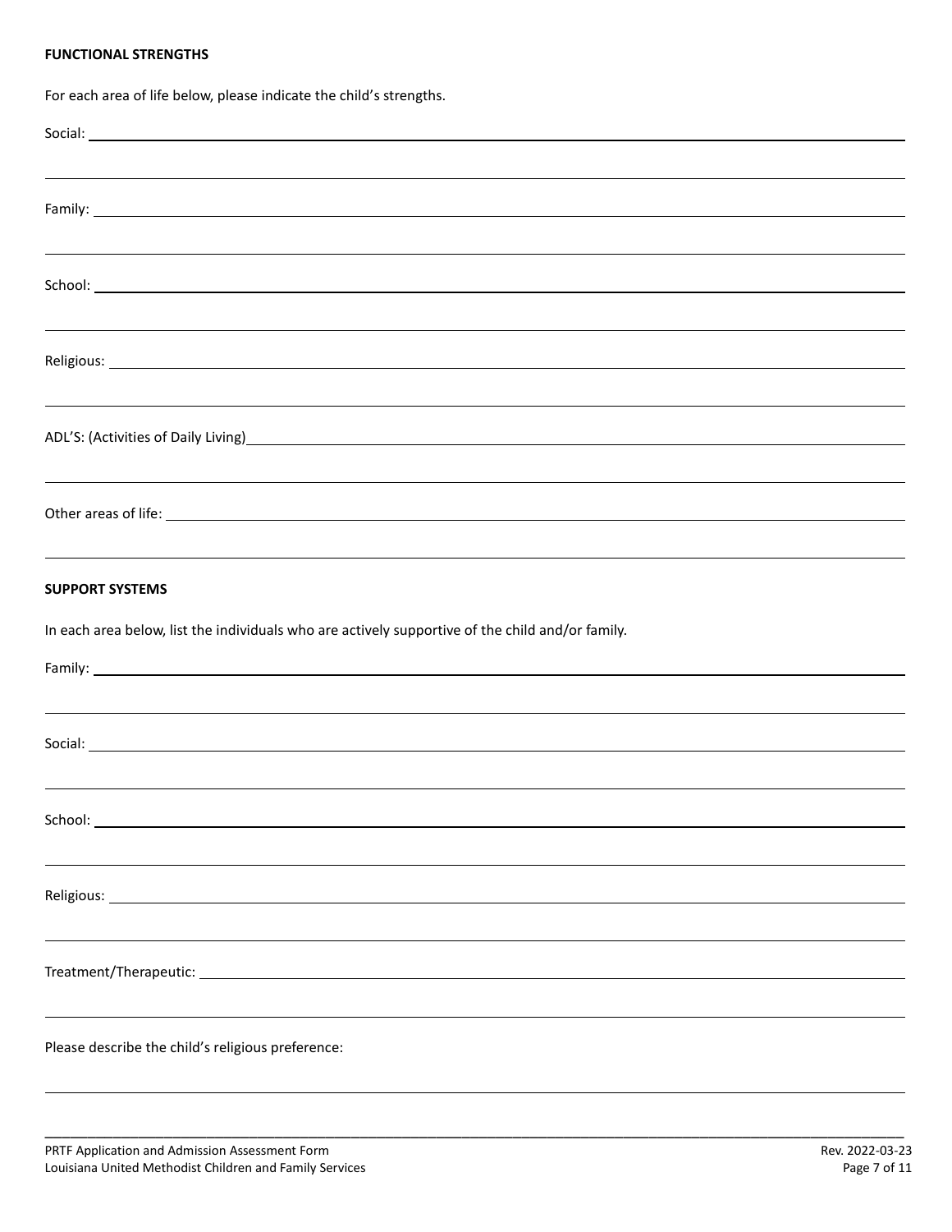**FUNCTIONAL STRENGTHS**

For each area of life below, please indicate the child's strengths.

Social: ______________________________________________________________________________

______________________________________________________________________________

Family: ______________________________________________________________________________

______________________________________________________________________________

School: ______________________________________________________________________________

______________________________________________________________________________

Religious: ______________________________________________________________________________

______________________________________________________________________________

ADL'S: (Activities of Daily Living)______________________________________________________________________________

______________________________________________________________________________

Other areas of life: ______________________________________________________________________________

______________________________________________________________________________

**SUPPORT SYSTEMS**

In each area below, list the individuals who are actively supportive of the child and/or family.

Family: ______________________________________________________________________________

______________________________________________________________________________

Social: ______________________________________________________________________________

______________________________________________________________________________

School: ______________________________________________________________________________

______________________________________________________________________________

Religious: ______________________________________________________________________________

______________________________________________________________________________

Treatment/Therapeutic: ______________________________________________________________________________

______________________________________________________________________________

Please describe the child's religious preference:

______________________________________________________________________________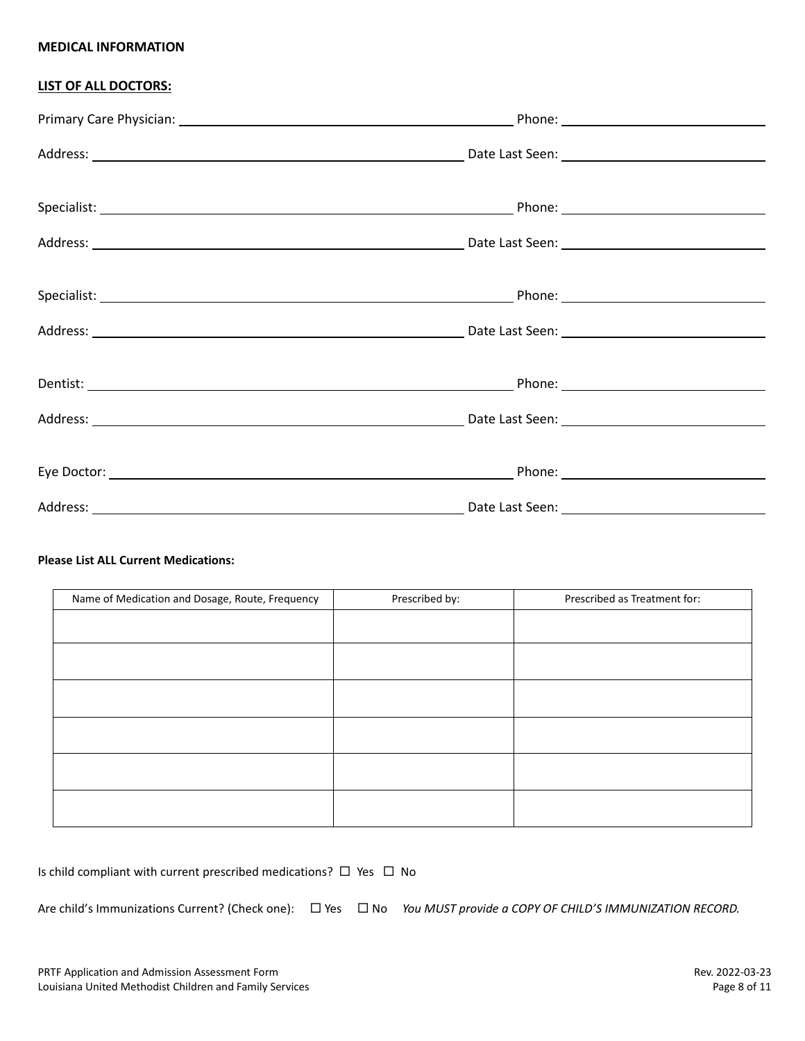**MEDICAL INFORMATION**

**LIST OF ALL DOCTORS:**

Primary Care Physician: ______________________________ Phone: ____________________

Address: ______________________________ Date Last Seen: ____________________

Specialist: ______________________________ Phone: ____________________

Address: ______________________________ Date Last Seen: ____________________

Specialist: ______________________________ Phone: ____________________

Address: ______________________________ Date Last Seen: ____________________

Dentist: ______________________________ Phone: ____________________

Address: ______________________________ Date Last Seen: ____________________

Eye Doctor: ______________________________ Phone: ____________________

Address: ______________________________ Date Last Seen: ____________________

**Please List ALL Current Medications:**

| Name of Medication and Dosage, Route, Frequency | Prescribed by: | Prescribed as Treatment for: |
|---|---|---|
| | | |
| | | |
| | | |
| | | |
| | | |
| | | |

Is child compliant with current prescribed medications? ☐ Yes ☐ No

Are child's Immunizations Current? (Check one): ☐ Yes ☐ No *You MUST provide a COPY OF CHILD'S IMMUNIZATION RECORD.*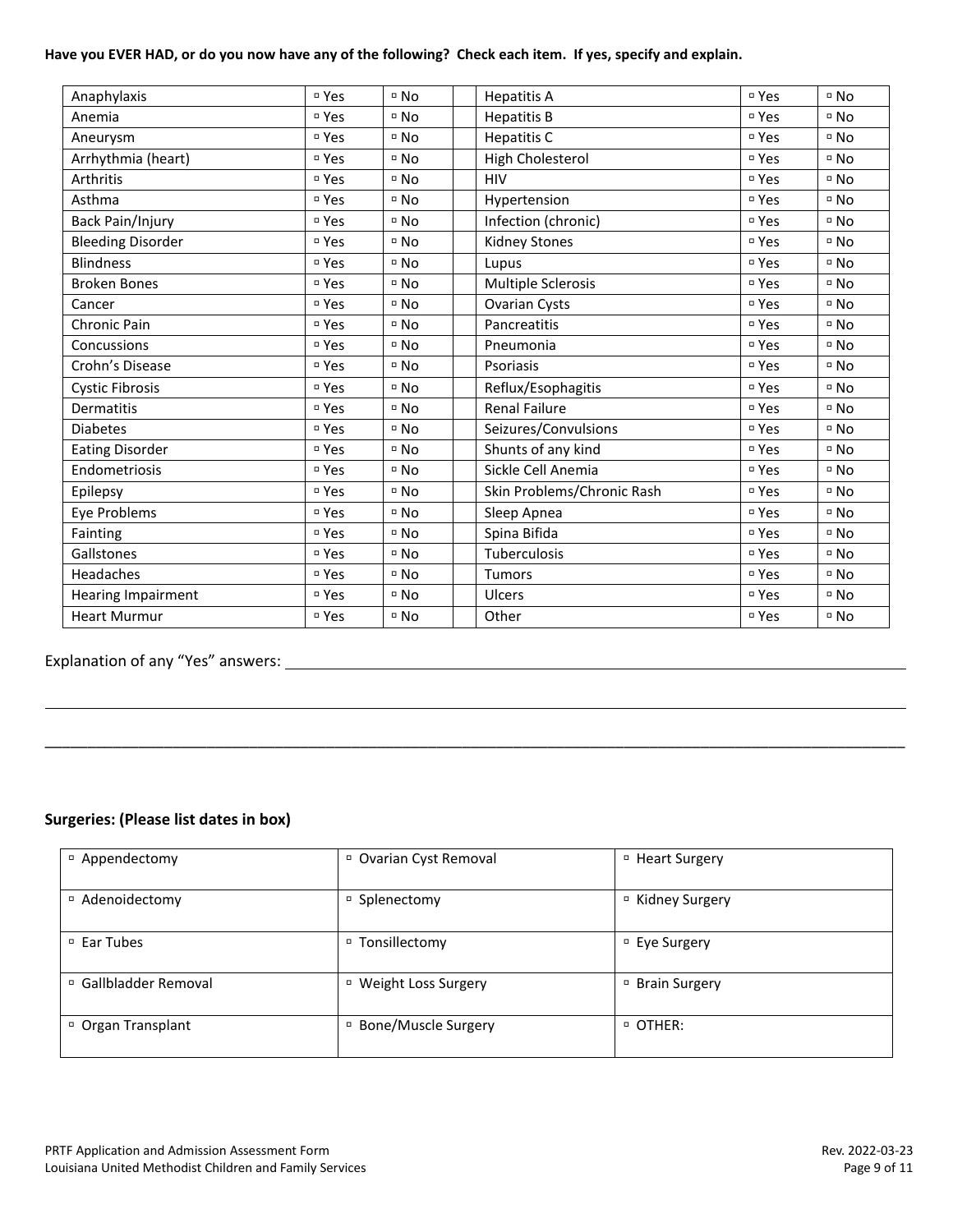**Have you EVER HAD, or do you now have any of the following? Check each item. If yes, specify and explain.**

| Condition | Yes | No | | Condition | Yes | No |
|---|---|---|---|---|---|---|
| Anaphylaxis | ▫ Yes | ▫ No | | Hepatitis A | ▫ Yes | ▫ No |
| Anemia | ▫ Yes | ▫ No | | Hepatitis B | ▫ Yes | ▫ No |
| Aneurysm | ▫ Yes | ▫ No | | Hepatitis C | ▫ Yes | ▫ No |
| Arrhythmia (heart) | ▫ Yes | ▫ No | | High Cholesterol | ▫ Yes | ▫ No |
| Arthritis | ▫ Yes | ▫ No | | HIV | ▫ Yes | ▫ No |
| Asthma | ▫ Yes | ▫ No | | Hypertension | ▫ Yes | ▫ No |
| Back Pain/Injury | ▫ Yes | ▫ No | | Infection (chronic) | ▫ Yes | ▫ No |
| Bleeding Disorder | ▫ Yes | ▫ No | | Kidney Stones | ▫ Yes | ▫ No |
| Blindness | ▫ Yes | ▫ No | | Lupus | ▫ Yes | ▫ No |
| Broken Bones | ▫ Yes | ▫ No | | Multiple Sclerosis | ▫ Yes | ▫ No |
| Cancer | ▫ Yes | ▫ No | | Ovarian Cysts | ▫ Yes | ▫ No |
| Chronic Pain | ▫ Yes | ▫ No | | Pancreatitis | ▫ Yes | ▫ No |
| Concussions | ▫ Yes | ▫ No | | Pneumonia | ▫ Yes | ▫ No |
| Crohn's Disease | ▫ Yes | ▫ No | | Psoriasis | ▫ Yes | ▫ No |
| Cystic Fibrosis | ▫ Yes | ▫ No | | Reflux/Esophagitis | ▫ Yes | ▫ No |
| Dermatitis | ▫ Yes | ▫ No | | Renal Failure | ▫ Yes | ▫ No |
| Diabetes | ▫ Yes | ▫ No | | Seizures/Convulsions | ▫ Yes | ▫ No |
| Eating Disorder | ▫ Yes | ▫ No | | Shunts of any kind | ▫ Yes | ▫ No |
| Endometriosis | ▫ Yes | ▫ No | | Sickle Cell Anemia | ▫ Yes | ▫ No |
| Epilepsy | ▫ Yes | ▫ No | | Skin Problems/Chronic Rash | ▫ Yes | ▫ No |
| Eye Problems | ▫ Yes | ▫ No | | Sleep Apnea | ▫ Yes | ▫ No |
| Fainting | ▫ Yes | ▫ No | | Spina Bifida | ▫ Yes | ▫ No |
| Gallstones | ▫ Yes | ▫ No | | Tuberculosis | ▫ Yes | ▫ No |
| Headaches | ▫ Yes | ▫ No | | Tumors | ▫ Yes | ▫ No |
| Hearing Impairment | ▫ Yes | ▫ No | | Ulcers | ▫ Yes | ▫ No |
| Heart Murmur | ▫ Yes | ▫ No | | Other | ▫ Yes | ▫ No |

Explanation of any "Yes" answers: ______________________________________________________________

______________________________________________________________________________________

______________________________________________________________________________________

**Surgeries: (Please list dates in box)**

| | | |
|---|---|---|
| ▫ Appendectomy | ▫ Ovarian Cyst Removal | ▫ Heart Surgery |
| ▫ Adenoidectomy | ▫ Splenectomy | ▫ Kidney Surgery |
| ▫ Ear Tubes | ▫ Tonsillectomy | ▫ Eye Surgery |
| ▫ Gallbladder Removal | ▫ Weight Loss Surgery | ▫ Brain Surgery |
| ▫ Organ Transplant | ▫ Bone/Muscle Surgery | ▫ OTHER: |

PRTF Application and Admission Assessment Form
Louisiana United Methodist Children and Family Services

Rev. 2022-03-23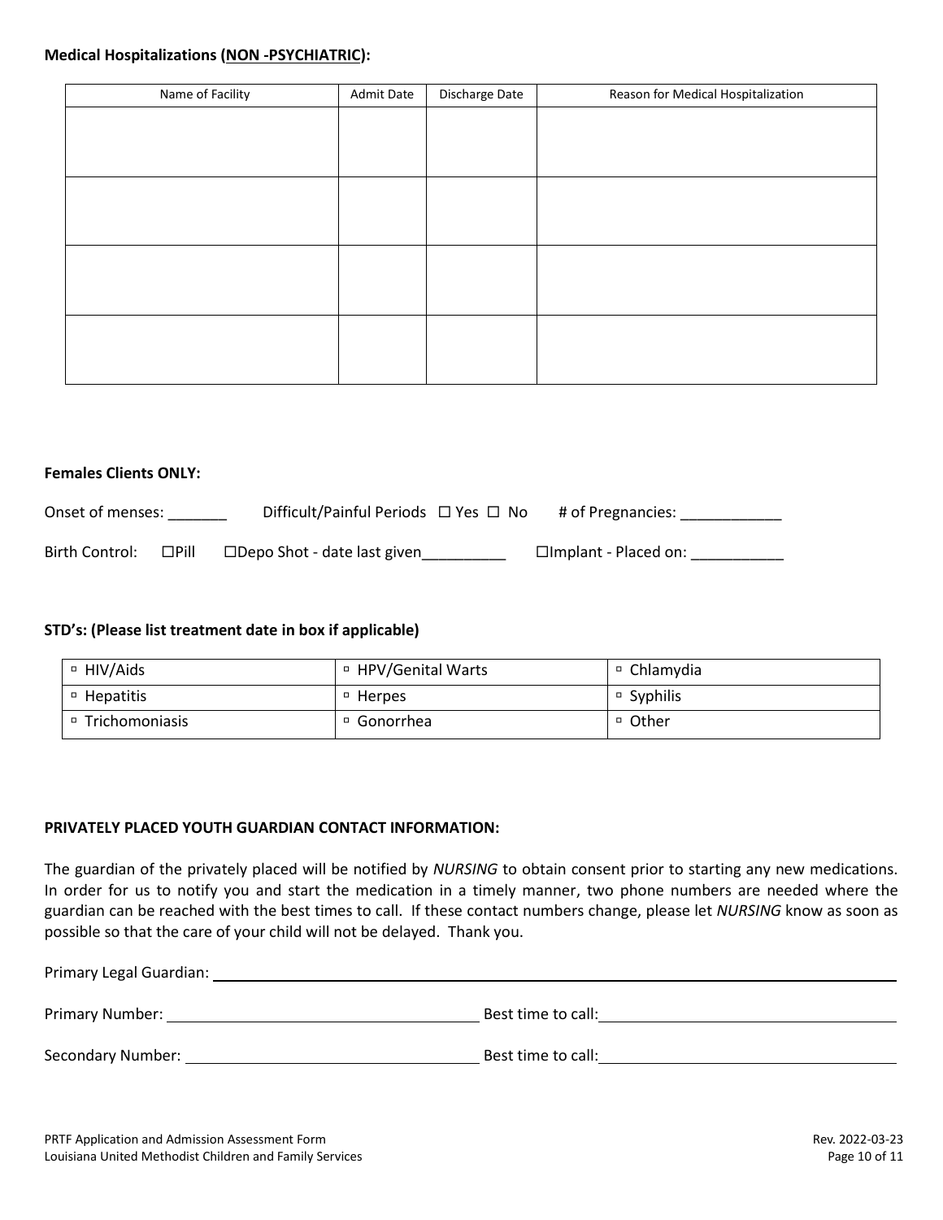**Medical Hospitalizations (NON -PSYCHIATRIC):**

| Name of Facility | Admit Date | Discharge Date | Reason for Medical Hospitalization |
|---|---|---|---|
| | | | |
| | | | |
| | | | |
| | | | |

**Females Clients ONLY:**

Onset of menses: _______ Difficult/Painful Periods ☐ Yes ☐ No # of Pregnancies: ____________

Birth Control: ☐Pill ☐Depo Shot - date last given__________ ☐Implant - Placed on: ___________

**STD's: (Please list treatment date in box if applicable)**

| | | |
|---|---|---|
| ▫ HIV/Aids | ▫ HPV/Genital Warts | ▫ Chlamydia |
| ▫ Hepatitis | ▫ Herpes | ▫ Syphilis |
| ▫ Trichomoniasis | ▫ Gonorrhea | ▫ Other |

**PRIVATELY PLACED YOUTH GUARDIAN CONTACT INFORMATION:**

The guardian of the privately placed will be notified by *NURSING* to obtain consent prior to starting any new medications. In order for us to notify you and start the medication in a timely manner, two phone numbers are needed where the guardian can be reached with the best times to call. If these contact numbers change, please let *NURSING* know as soon as possible so that the care of your child will not be delayed. Thank you.

Primary Legal Guardian: ____________________________________________

Primary Number: ____________________ Best time to call: ____________________

Secondary Number: ____________________ Best time to call: ____________________

PRTF Application and Admission Assessment Form
Louisiana United Methodist Children and Family Services

Rev. 2022-03-23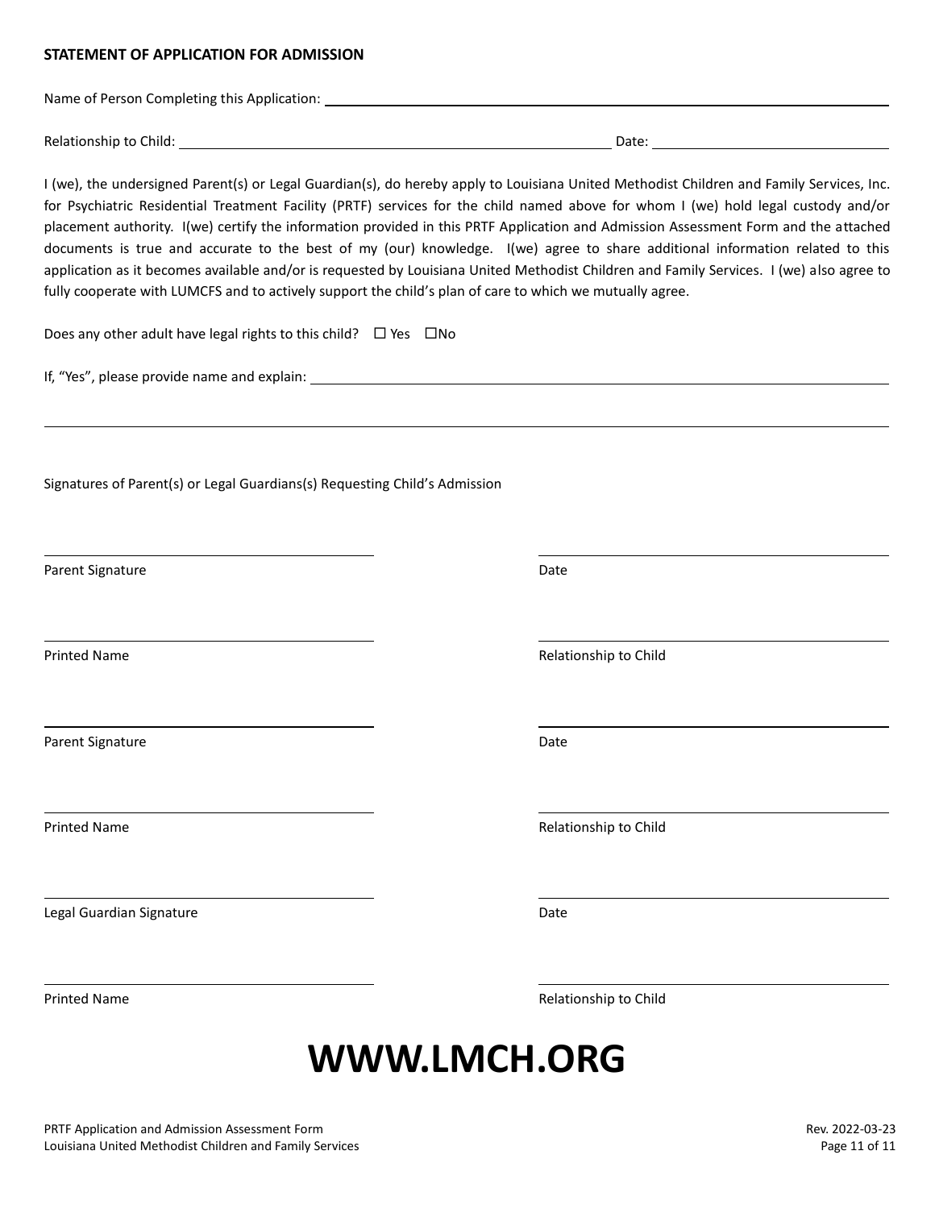**STATEMENT OF APPLICATION FOR ADMISSION**

Name of Person Completing this Application: \_\_\_\_\_\_\_\_\_\_\_\_\_\_\_\_\_\_\_\_\_\_\_\_\_\_\_\_\_\_\_\_\_\_\_\_\_\_\_\_\_\_\_\_

Relationship to Child: \_\_\_\_\_\_\_\_\_\_\_\_\_\_\_\_\_\_\_\_\_\_\_\_\_\_\_\_\_\_\_\_\_\_ Date: \_\_\_\_\_\_\_\_\_\_\_\_\_\_\_\_\_\_\_\_

I (we), the undersigned Parent(s) or Legal Guardian(s), do hereby apply to Louisiana United Methodist Children and Family Services, Inc. for Psychiatric Residential Treatment Facility (PRTF) services for the child named above for whom I (we) hold legal custody and/or placement authority. I(we) certify the information provided in this PRTF Application and Admission Assessment Form and the attached documents is true and accurate to the best of my (our) knowledge. I(we) agree to share additional information related to this application as it becomes available and/or is requested by Louisiana United Methodist Children and Family Services. I (we) also agree to fully cooperate with LUMCFS and to actively support the child's plan of care to which we mutually agree.

Does any other adult have legal rights to this child? ☐ Yes ☐No

If, "Yes", please provide name and explain: \_\_\_\_\_\_\_\_\_\_\_\_\_\_\_\_\_\_\_\_\_\_\_\_\_\_\_\_\_\_\_\_\_\_\_\_\_\_\_\_\_\_\_\_

\_\_\_\_\_\_\_\_\_\_\_\_\_\_\_\_\_\_\_\_\_\_\_\_\_\_\_\_\_\_\_\_\_\_\_\_\_\_\_\_\_\_\_\_\_\_\_\_\_\_\_\_\_\_\_\_\_\_\_\_\_\_\_\_\_\_\_\_\_\_\_\_\_\_\_\_\_\_

Signatures of Parent(s) or Legal Guardians(s) Requesting Child's Admission

| | |
|---|---|
| \_\_\_\_\_\_\_\_\_\_\_\_\_\_\_\_\_\_\_\_ | \_\_\_\_\_\_\_\_\_\_\_\_\_\_\_\_\_\_\_\_ |
| Parent Signature | Date |
| \_\_\_\_\_\_\_\_\_\_\_\_\_\_\_\_\_\_\_\_ | \_\_\_\_\_\_\_\_\_\_\_\_\_\_\_\_\_\_\_\_ |
| Printed Name | Relationship to Child |
| \_\_\_\_\_\_\_\_\_\_\_\_\_\_\_\_\_\_\_\_ | \_\_\_\_\_\_\_\_\_\_\_\_\_\_\_\_\_\_\_\_ |
| Parent Signature | Date |
| \_\_\_\_\_\_\_\_\_\_\_\_\_\_\_\_\_\_\_\_ | \_\_\_\_\_\_\_\_\_\_\_\_\_\_\_\_\_\_\_\_ |
| Printed Name | Relationship to Child |
| \_\_\_\_\_\_\_\_\_\_\_\_\_\_\_\_\_\_\_\_ | \_\_\_\_\_\_\_\_\_\_\_\_\_\_\_\_\_\_\_\_ |
| Legal Guardian Signature | Date |
| \_\_\_\_\_\_\_\_\_\_\_\_\_\_\_\_\_\_\_\_ | \_\_\_\_\_\_\_\_\_\_\_\_\_\_\_\_\_\_\_\_ |
| Printed Name | Relationship to Child |

# WWW.LMCH.ORG